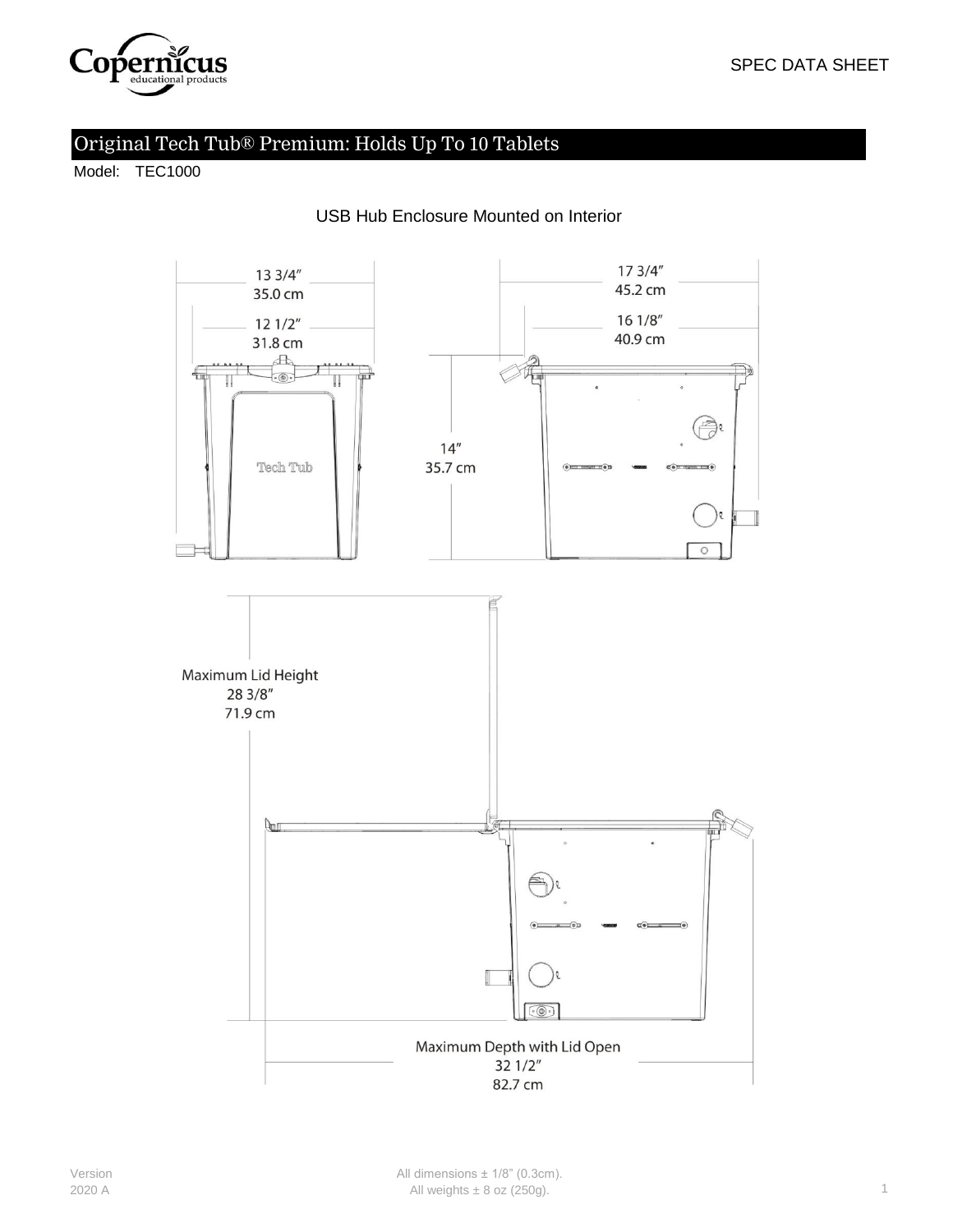SPEC DATA SHEET

# Original Tech Tub® Premium: Holds Up To 10 Tablets

Model: TEC1000

USB Hub Enclosure Mounted on Interior

13 3/4″
35.0 cm

12 1/2″
31.8 cm

Tech Tub

17 3/4″
45.2 cm

16 1/8″
40.9 cm

14″
35.7 cm

Maximum Lid Height
28 3/8″
71.9 cm

Maximum Depth with Lid Open
32 1/2″
82.7 cm

Version
2020 A

All dimensions ± 1/8" (0.3cm).
All weights ± 8 oz (250g).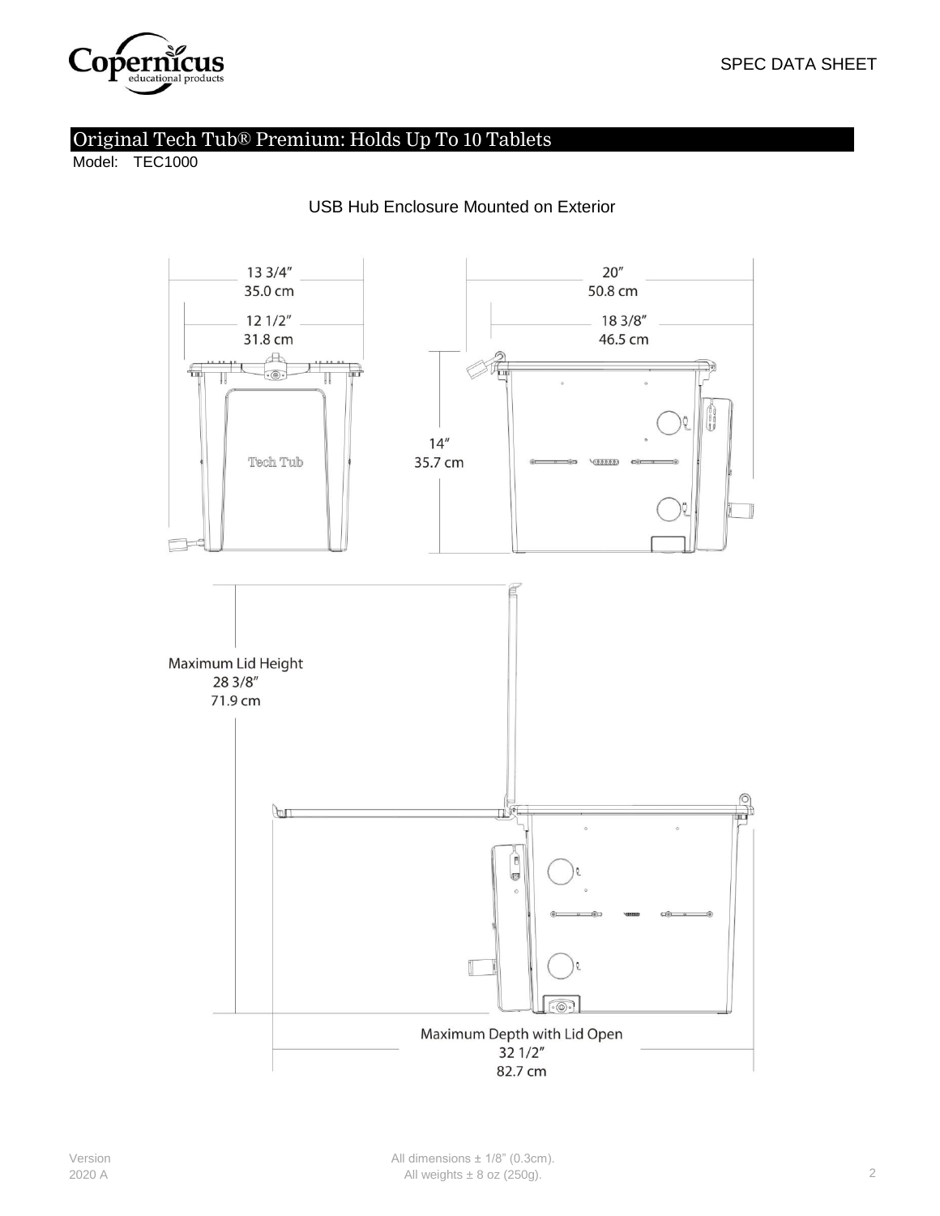SPEC DATA SHEET

# Original Tech Tub® Premium: Holds Up To 10 Tablets

Model: TEC1000

## USB Hub Enclosure Mounted on Exterior

13 3/4″
35.0 cm

12 1/2″
31.8 cm

20″
50.8 cm

18 3/8″
46.5 cm

14″
35.7 cm

Tech Tub

Maximum Lid Height
28 3/8″
71.9 cm

Maximum Depth with Lid Open
32 1/2″
82.7 cm

Version
2020 A

All dimensions ± 1/8" (0.3cm).
All weights ± 8 oz (250g).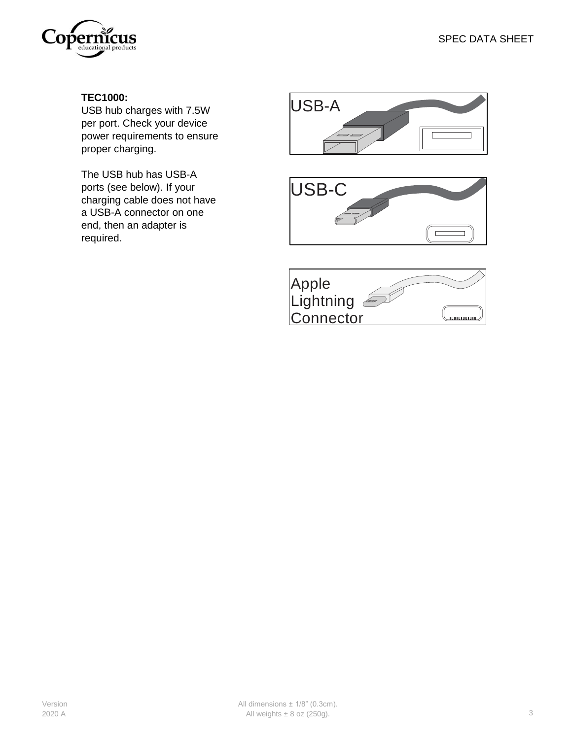**TEC1000:**
USB hub charges with 7.5W per port. Check your device power requirements to ensure proper charging.

The USB hub has USB-A ports (see below). If your charging cable does not have a USB-A connector on one end, then an adapter is required.

USB-A

USB-C

Apple Lightning Connector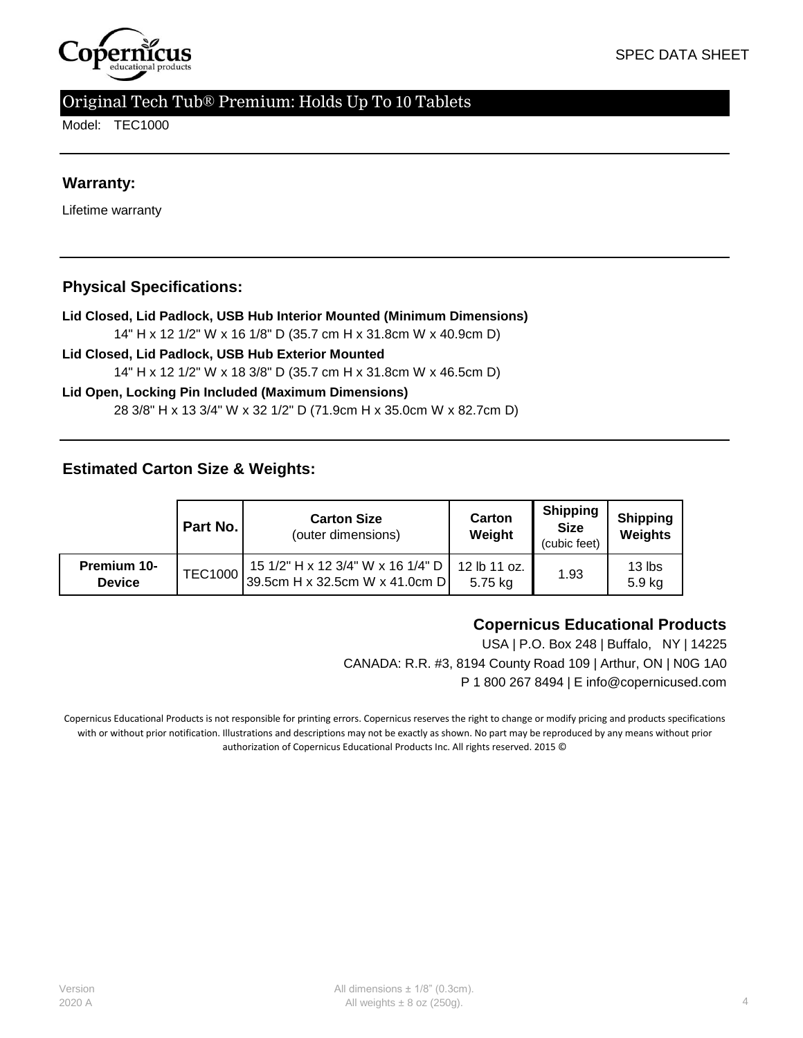Copernicus educational products

SPEC DATA SHEET

# Original Tech Tub® Premium: Holds Up To 10 Tablets

Model: TEC1000

## Warranty:

Lifetime warranty

## Physical Specifications:

**Lid Closed, Lid Padlock, USB Hub Interior Mounted (Minimum Dimensions)**

14" H x 12 1/2" W x 16 1/8" D (35.7 cm H x 31.8cm W x 40.9cm D)

**Lid Closed, Lid Padlock, USB Hub Exterior Mounted**

14" H x 12 1/2" W x 18 3/8" D (35.7 cm H x 31.8cm W x 46.5cm D)

**Lid Open, Locking Pin Included (Maximum Dimensions)**

28 3/8" H x 13 3/4" W x 32 1/2" D (71.9cm H x 35.0cm W x 82.7cm D)

## Estimated Carton Size & Weights:

| | Part No. | Carton Size (outer dimensions) | Carton Weight | Shipping Size (cubic feet) | Shipping Weights |
|---|---|---|---|---|---|
| **Premium 10-Device** | TEC1000 | 15 1/2" H x 12 3/4" W x 16 1/4" D<br>39.5cm H x 32.5cm W x 41.0cm D | 12 lb 11 oz.<br>5.75 kg | 1.93 | 13 lbs<br>5.9 kg |

**Copernicus Educational Products**

USA | P.O. Box 248 | Buffalo, NY | 14225

CANADA: R.R. #3, 8194 County Road 109 | Arthur, ON | N0G 1A0

P 1 800 267 8494 | E info@copernicused.com

Copernicus Educational Products is not responsible for printing errors. Copernicus reserves the right to change or modify pricing and products specifications with or without prior notification. Illustrations and descriptions may not be exactly as shown. No part may be reproduced by any means without prior authorization of Copernicus Educational Products Inc. All rights reserved. 2015 ©

Version
2020 A

All dimensions ± 1/8" (0.3cm).
All weights ± 8 oz (250g).